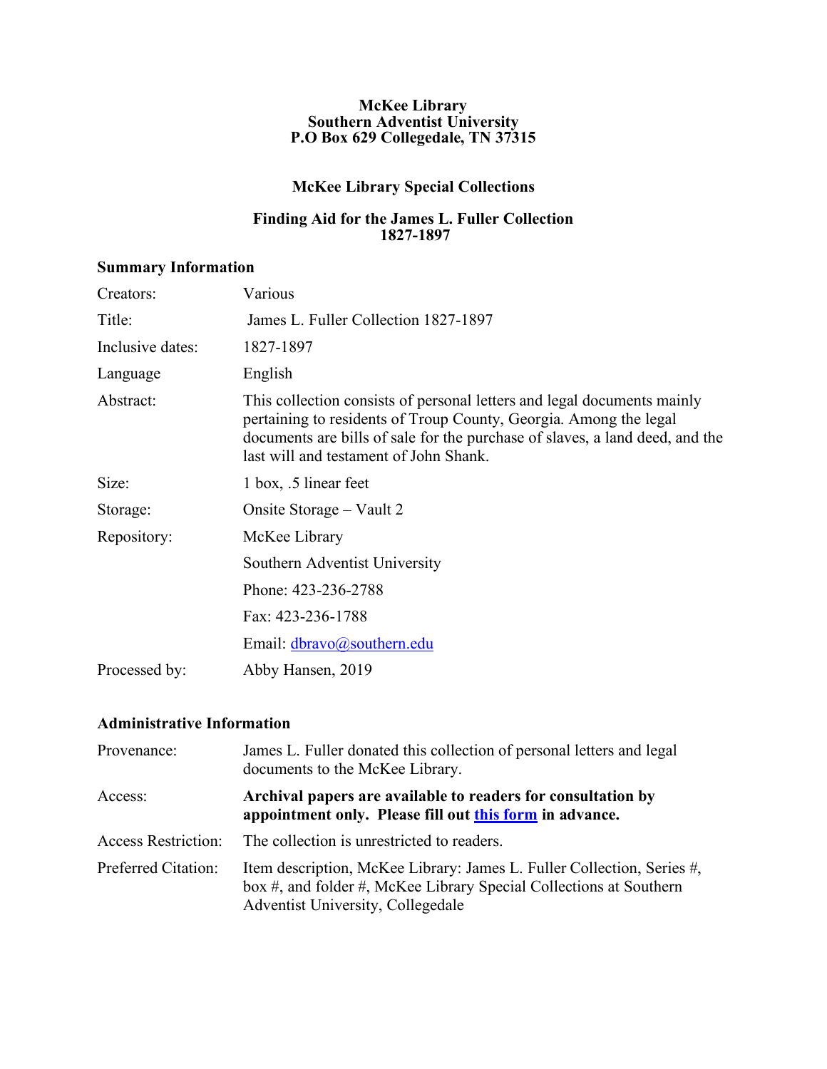**McKee Library**
**Southern Adventist University**
**P.O Box 629 Collegedale, TN 37315**

## McKee Library Special Collections

## Finding Aid for the James L. Fuller Collection 1827-1897

### Summary Information

| | |
|---|---|
| Creators: | Various |
| Title: | James L. Fuller Collection 1827-1897 |
| Inclusive dates: | 1827-1897 |
| Language | English |
| Abstract: | This collection consists of personal letters and legal documents mainly pertaining to residents of Troup County, Georgia. Among the legal documents are bills of sale for the purchase of slaves, a land deed, and the last will and testament of John Shank. |
| Size: | 1 box, .5 linear feet |
| Storage: | Onsite Storage – Vault 2 |
| Repository: | McKee Library |
| | Southern Adventist University |
| | Phone: 423-236-2788 |
| | Fax: 423-236-1788 |
| | Email: dbravo@southern.edu |
| Processed by: | Abby Hansen, 2019 |

### Administrative Information

| | |
|---|---|
| Provenance: | James L. Fuller donated this collection of personal letters and legal documents to the McKee Library. |
| Access: | **Archival papers are available to readers for consultation by appointment only. Please fill out this form in advance.** |
| Access Restriction: | The collection is unrestricted to readers. |
| Preferred Citation: | Item description, McKee Library: James L. Fuller Collection, Series #, box #, and folder #, McKee Library Special Collections at Southern Adventist University, Collegedale |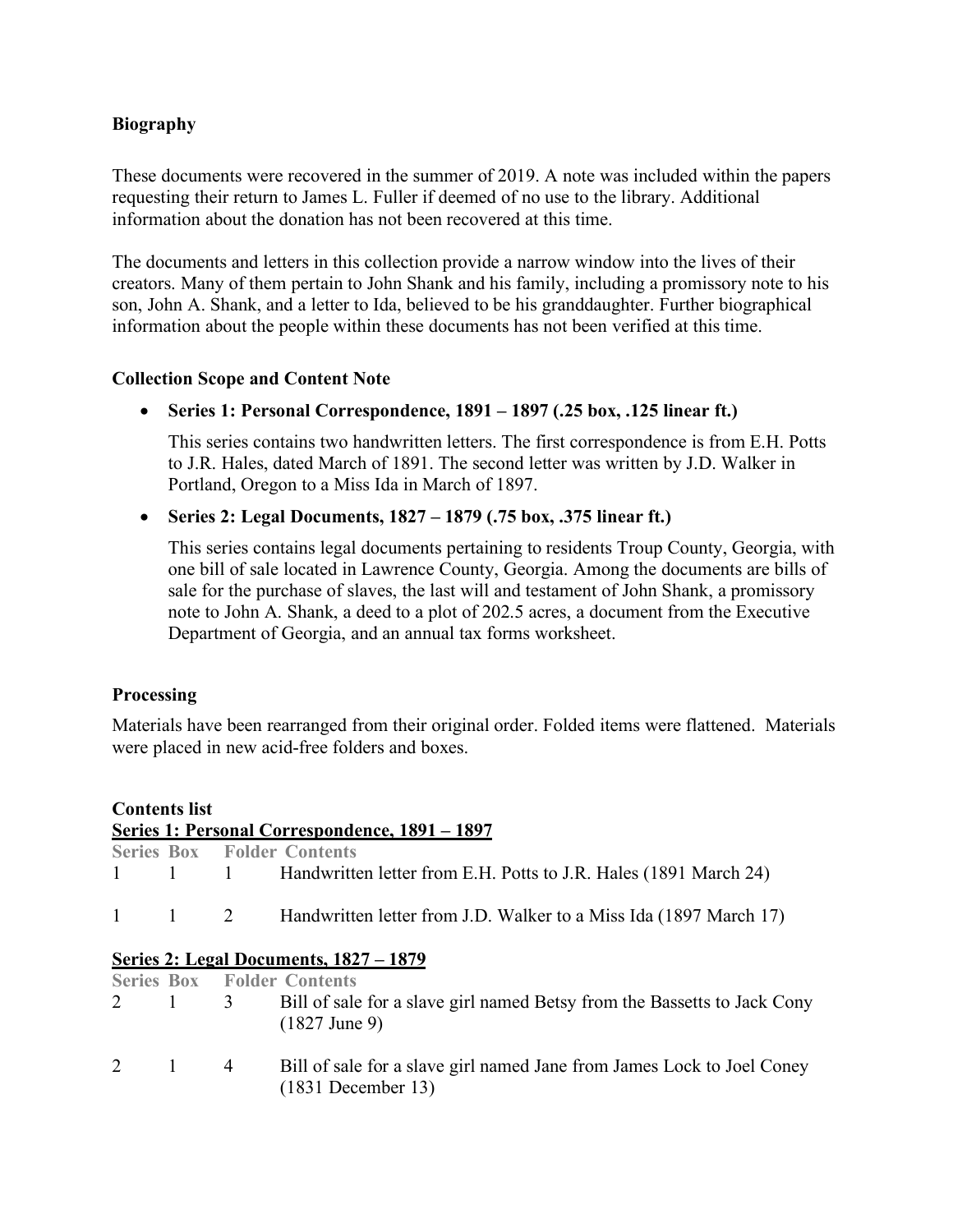**Biography**

These documents were recovered in the summer of 2019. A note was included within the papers requesting their return to James L. Fuller if deemed of no use to the library. Additional information about the donation has not been recovered at this time.

The documents and letters in this collection provide a narrow window into the lives of their creators. Many of them pertain to John Shank and his family, including a promissory note to his son, John A. Shank, and a letter to Ida, believed to be his granddaughter. Further biographical information about the people within these documents has not been verified at this time.

**Collection Scope and Content Note**

- **Series 1: Personal Correspondence, 1891 – 1897 (.25 box, .125 linear ft.)**

  This series contains two handwritten letters. The first correspondence is from E.H. Potts to J.R. Hales, dated March of 1891. The second letter was written by J.D. Walker in Portland, Oregon to a Miss Ida in March of 1897.

- **Series 2: Legal Documents, 1827 – 1879 (.75 box, .375 linear ft.)**

  This series contains legal documents pertaining to residents Troup County, Georgia, with one bill of sale located in Lawrence County, Georgia. Among the documents are bills of sale for the purchase of slaves, the last will and testament of John Shank, a promissory note to John A. Shank, a deed to a plot of 202.5 acres, a document from the Executive Department of Georgia, and an annual tax forms worksheet.

**Processing**

Materials have been rearranged from their original order. Folded items were flattened. Materials were placed in new acid-free folders and boxes.

**Contents list**

**Series 1: Personal Correspondence, 1891 – 1897**

| Series | Box | Folder | Contents |
| --- | --- | --- | --- |
| 1 | 1 | 1 | Handwritten letter from E.H. Potts to J.R. Hales (1891 March 24) |
| 1 | 1 | 2 | Handwritten letter from J.D. Walker to a Miss Ida (1897 March 17) |

**Series 2: Legal Documents, 1827 – 1879**

| Series | Box | Folder | Contents |
| --- | --- | --- | --- |
| 2 | 1 | 3 | Bill of sale for a slave girl named Betsy from the Bassetts to Jack Cony (1827 June 9) |
| 2 | 1 | 4 | Bill of sale for a slave girl named Jane from James Lock to Joel Coney (1831 December 13) |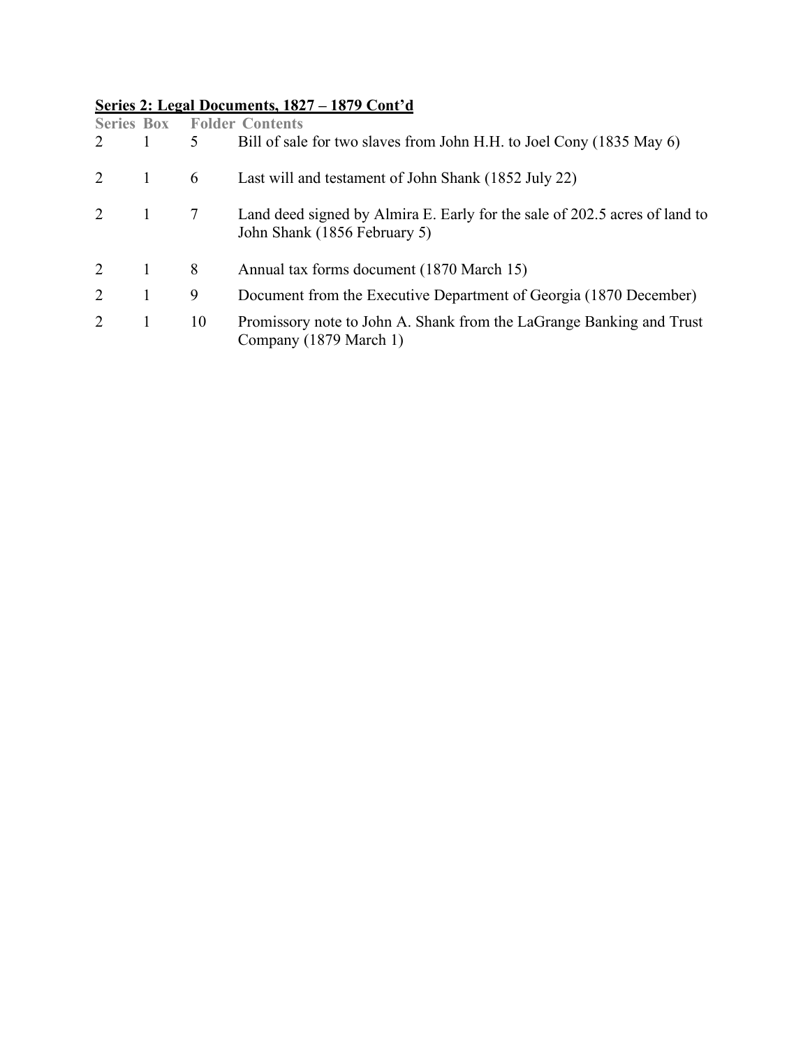**Series 2: Legal Documents, 1827 – 1879 Cont'd**

| Series | Box | Folder | Contents |
|---|---|---|---|
| 2 | 1 | 5 | Bill of sale for two slaves from John H.H. to Joel Cony (1835 May 6) |
| 2 | 1 | 6 | Last will and testament of John Shank (1852 July 22) |
| 2 | 1 | 7 | Land deed signed by Almira E. Early for the sale of 202.5 acres of land to John Shank (1856 February 5) |
| 2 | 1 | 8 | Annual tax forms document (1870 March 15) |
| 2 | 1 | 9 | Document from the Executive Department of Georgia (1870 December) |
| 2 | 1 | 10 | Promissory note to John A. Shank from the LaGrange Banking and Trust Company (1879 March 1) |